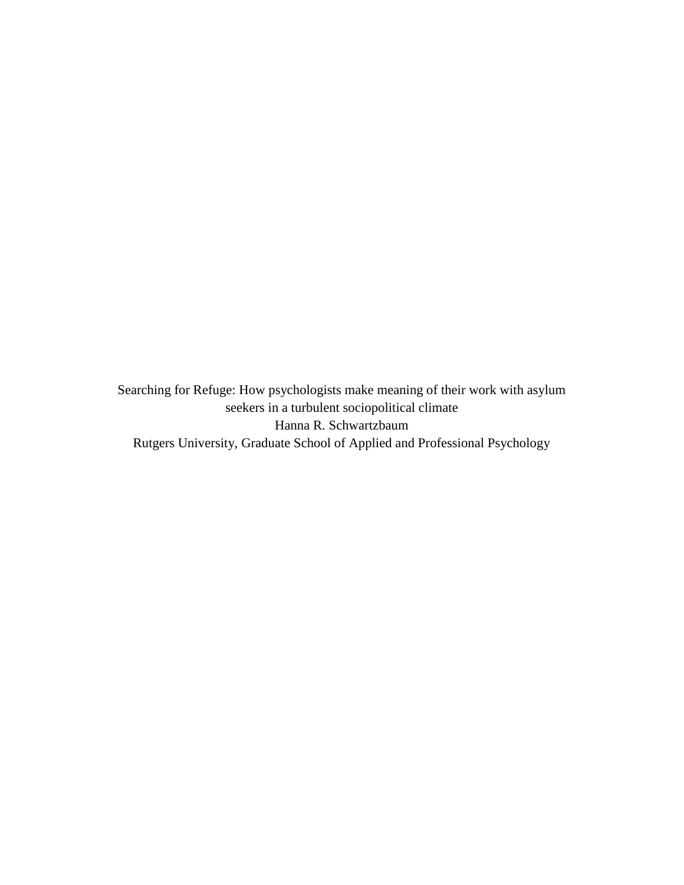Searching for Refuge: How psychologists make meaning of their work with asylum seekers in a turbulent sociopolitical climate

Hanna R. Schwartzbaum

Rutgers University, Graduate School of Applied and Professional Psychology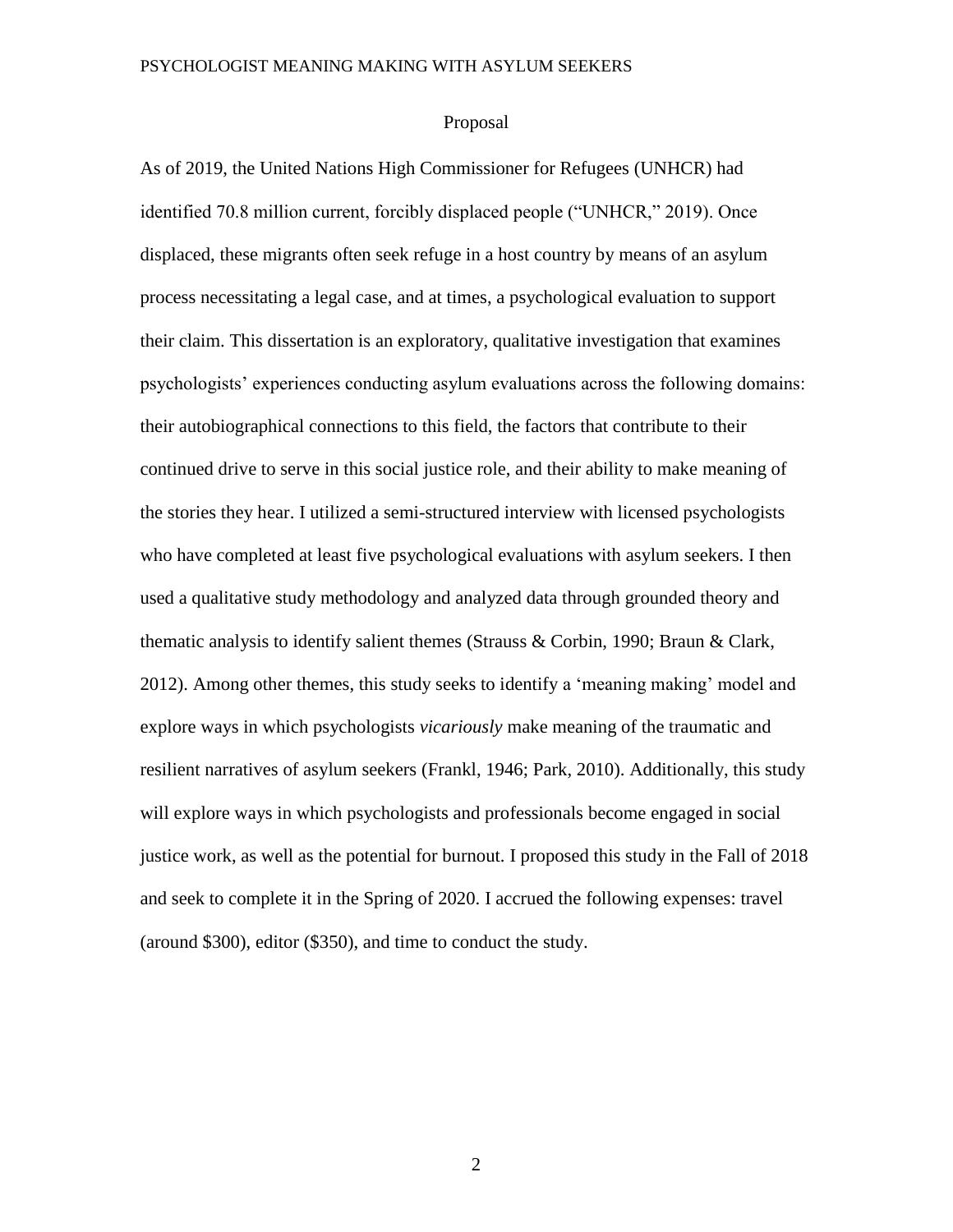# Proposal

As of 2019, the United Nations High Commissioner for Refugees (UNHCR) had identified 70.8 million current, forcibly displaced people ("UNHCR," 2019). Once displaced, these migrants often seek refuge in a host country by means of an asylum process necessitating a legal case, and at times, a psychological evaluation to support their claim. This dissertation is an exploratory, qualitative investigation that examines psychologists' experiences conducting asylum evaluations across the following domains: their autobiographical connections to this field, the factors that contribute to their continued drive to serve in this social justice role, and their ability to make meaning of the stories they hear. I utilized a semi-structured interview with licensed psychologists who have completed at least five psychological evaluations with asylum seekers. I then used a qualitative study methodology and analyzed data through grounded theory and thematic analysis to identify salient themes (Strauss & Corbin, 1990; Braun & Clark, 2012). Among other themes, this study seeks to identify a 'meaning making' model and explore ways in which psychologists *vicariously* make meaning of the traumatic and resilient narratives of asylum seekers (Frankl, 1946; Park, 2010). Additionally, this study will explore ways in which psychologists and professionals become engaged in social justice work, as well as the potential for burnout. I proposed this study in the Fall of 2018 and seek to complete it in the Spring of 2020. I accrued the following expenses: travel (around $300), editor ($350), and time to conduct the study.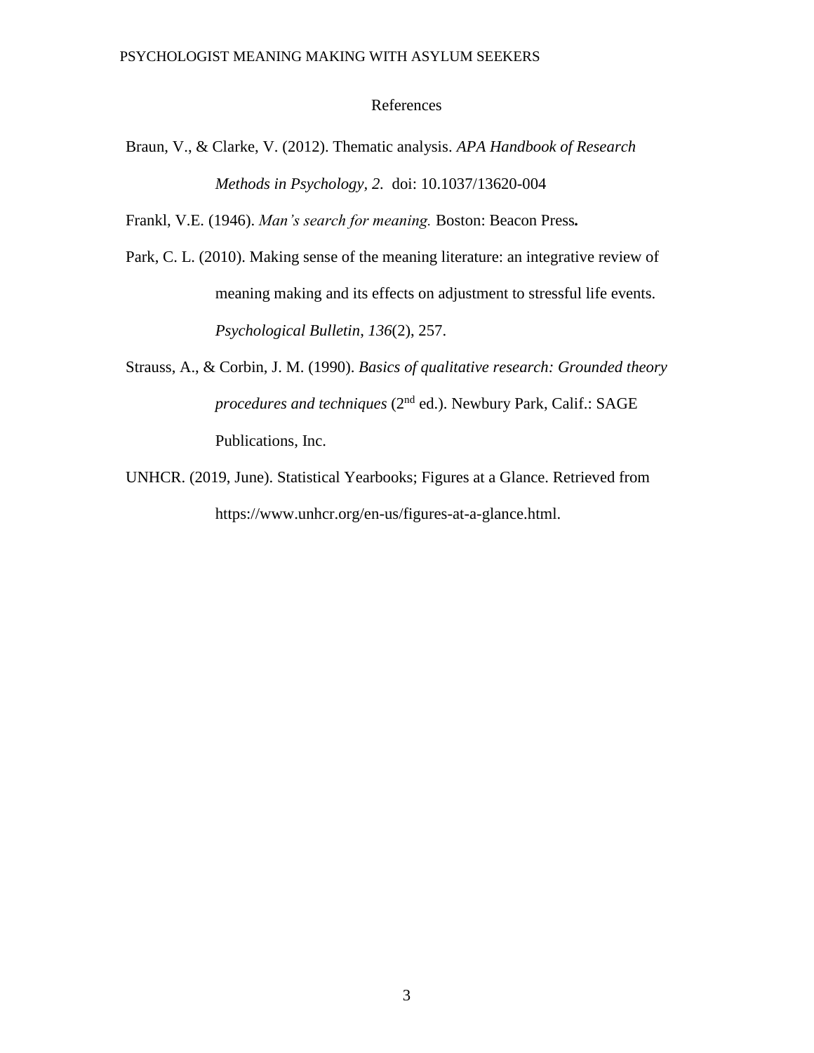# References

Braun, V., & Clarke, V. (2012). Thematic analysis. *APA Handbook of Research Methods in Psychology, 2*. doi: 10.1037/13620-004

Frankl, V.E. (1946). *Man's search for meaning.* Boston: Beacon Press**.**

Park, C. L. (2010). Making sense of the meaning literature: an integrative review of meaning making and its effects on adjustment to stressful life events. *Psychological Bulletin*, *136*(2), 257.

Strauss, A., & Corbin, J. M. (1990). *Basics of qualitative research: Grounded theory procedures and techniques* (2nd ed.). Newbury Park, Calif.: SAGE Publications, Inc.

UNHCR. (2019, June). Statistical Yearbooks; Figures at a Glance. Retrieved from https://www.unhcr.org/en-us/figures-at-a-glance.html.